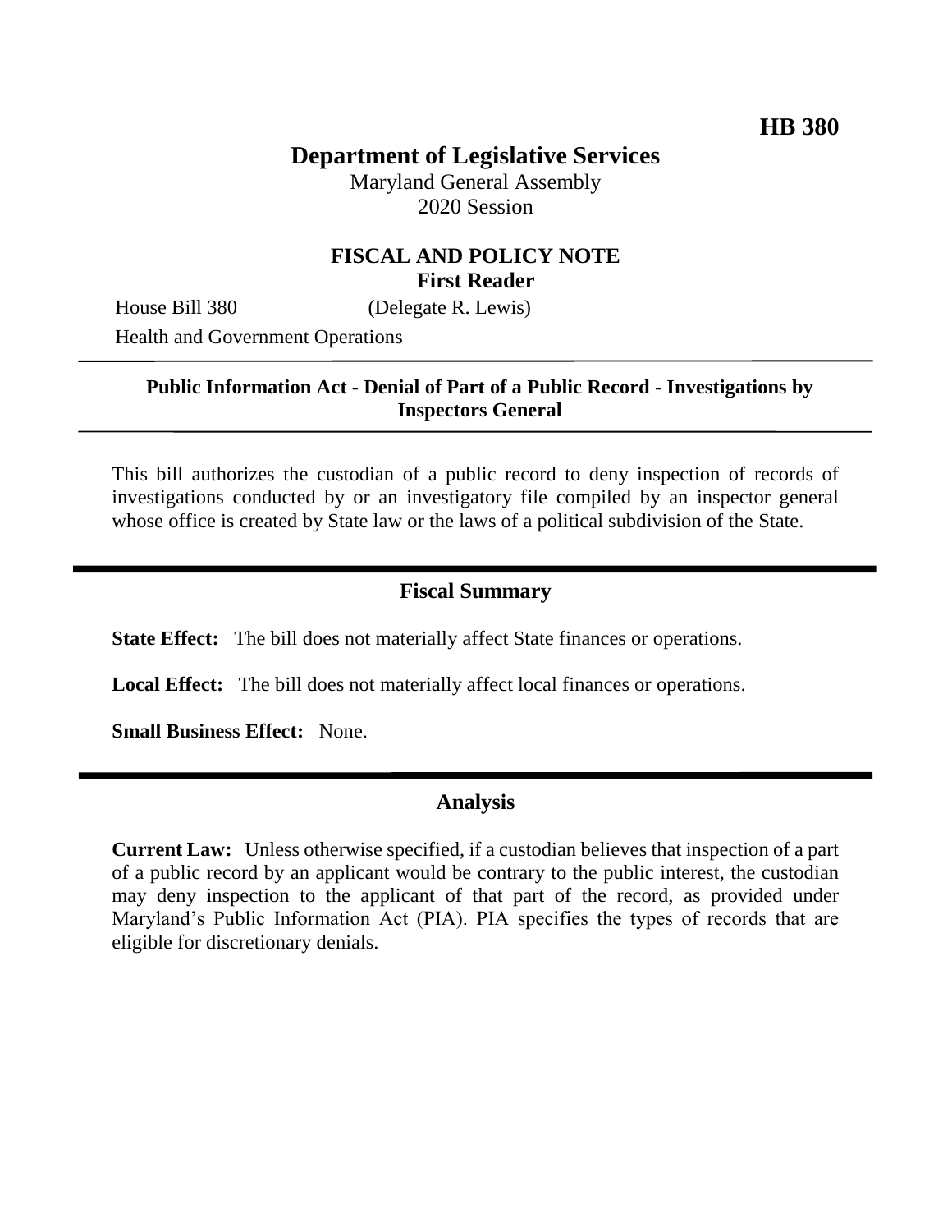**HB 380**

# Department of Legislative Services

Maryland General Assembly
2020 Session

## FISCAL AND POLICY NOTE
**First Reader**

House Bill 380 (Delegate R. Lewis)
Health and Government Operations

---

**Public Information Act - Denial of Part of a Public Record - Investigations by Inspectors General**

---

This bill authorizes the custodian of a public record to deny inspection of records of investigations conducted by or an investigatory file compiled by an inspector general whose office is created by State law or the laws of a political subdivision of the State.

## Fiscal Summary

**State Effect:** The bill does not materially affect State finances or operations.

**Local Effect:** The bill does not materially affect local finances or operations.

**Small Business Effect:** None.

## Analysis

**Current Law:** Unless otherwise specified, if a custodian believes that inspection of a part of a public record by an applicant would be contrary to the public interest, the custodian may deny inspection to the applicant of that part of the record, as provided under Maryland's Public Information Act (PIA). PIA specifies the types of records that are eligible for discretionary denials.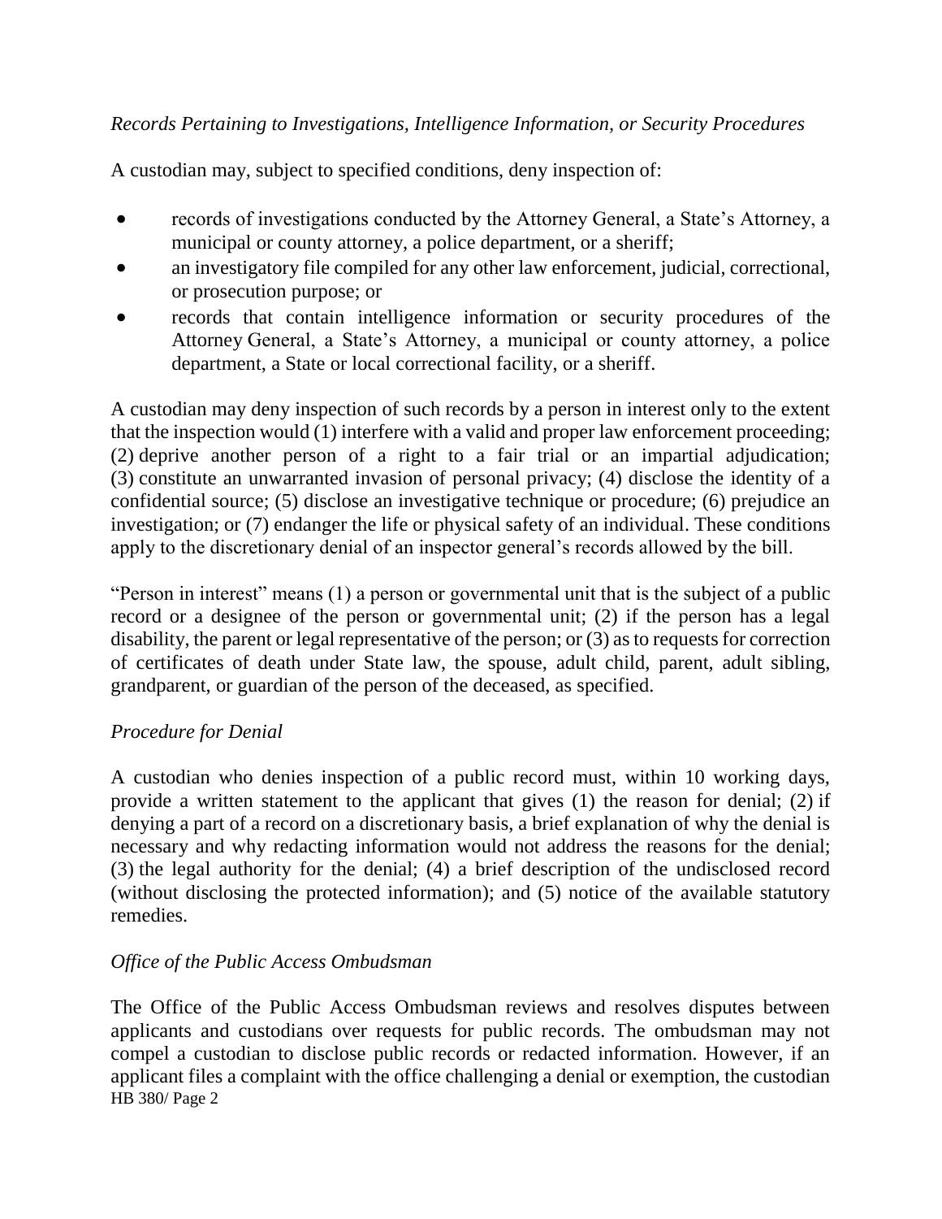*Records Pertaining to Investigations, Intelligence Information, or Security Procedures*

A custodian may, subject to specified conditions, deny inspection of:

- records of investigations conducted by the Attorney General, a State's Attorney, a municipal or county attorney, a police department, or a sheriff;
- an investigatory file compiled for any other law enforcement, judicial, correctional, or prosecution purpose; or
- records that contain intelligence information or security procedures of the Attorney General, a State's Attorney, a municipal or county attorney, a police department, a State or local correctional facility, or a sheriff.

A custodian may deny inspection of such records by a person in interest only to the extent that the inspection would (1) interfere with a valid and proper law enforcement proceeding; (2) deprive another person of a right to a fair trial or an impartial adjudication; (3) constitute an unwarranted invasion of personal privacy; (4) disclose the identity of a confidential source; (5) disclose an investigative technique or procedure; (6) prejudice an investigation; or (7) endanger the life or physical safety of an individual. These conditions apply to the discretionary denial of an inspector general's records allowed by the bill.

"Person in interest" means (1) a person or governmental unit that is the subject of a public record or a designee of the person or governmental unit; (2) if the person has a legal disability, the parent or legal representative of the person; or (3) as to requests for correction of certificates of death under State law, the spouse, adult child, parent, adult sibling, grandparent, or guardian of the person of the deceased, as specified.

*Procedure for Denial*

A custodian who denies inspection of a public record must, within 10 working days, provide a written statement to the applicant that gives (1) the reason for denial; (2) if denying a part of a record on a discretionary basis, a brief explanation of why the denial is necessary and why redacting information would not address the reasons for the denial; (3) the legal authority for the denial; (4) a brief description of the undisclosed record (without disclosing the protected information); and (5) notice of the available statutory remedies.

*Office of the Public Access Ombudsman*

The Office of the Public Access Ombudsman reviews and resolves disputes between applicants and custodians over requests for public records. The ombudsman may not compel a custodian to disclose public records or redacted information. However, if an applicant files a complaint with the office challenging a denial or exemption, the custodian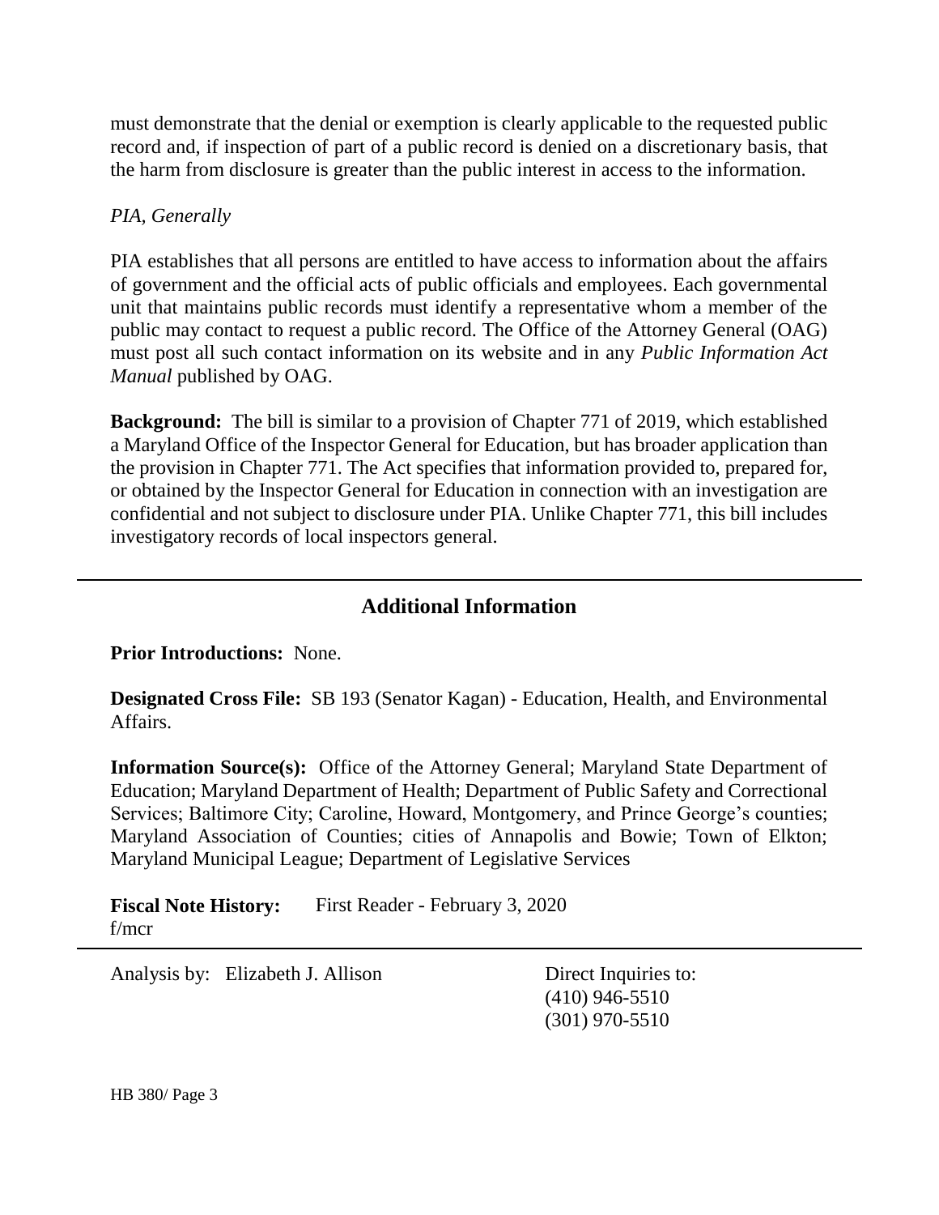must demonstrate that the denial or exemption is clearly applicable to the requested public record and, if inspection of part of a public record is denied on a discretionary basis, that the harm from disclosure is greater than the public interest in access to the information.

*PIA, Generally*

PIA establishes that all persons are entitled to have access to information about the affairs of government and the official acts of public officials and employees. Each governmental unit that maintains public records must identify a representative whom a member of the public may contact to request a public record. The Office of the Attorney General (OAG) must post all such contact information on its website and in any *Public Information Act Manual* published by OAG.

**Background:** The bill is similar to a provision of Chapter 771 of 2019, which established a Maryland Office of the Inspector General for Education, but has broader application than the provision in Chapter 771. The Act specifies that information provided to, prepared for, or obtained by the Inspector General for Education in connection with an investigation are confidential and not subject to disclosure under PIA. Unlike Chapter 771, this bill includes investigatory records of local inspectors general.

## Additional Information

**Prior Introductions:** None.

**Designated Cross File:** SB 193 (Senator Kagan) - Education, Health, and Environmental Affairs.

**Information Source(s):** Office of the Attorney General; Maryland State Department of Education; Maryland Department of Health; Department of Public Safety and Correctional Services; Baltimore City; Caroline, Howard, Montgomery, and Prince George's counties; Maryland Association of Counties; cities of Annapolis and Bowie; Town of Elkton; Maryland Municipal League; Department of Legislative Services

**Fiscal Note History:** First Reader - February 3, 2020
f/mcr

Analysis by: Elizabeth J. Allison

Direct Inquiries to:
(410) 946-5510
(301) 970-5510